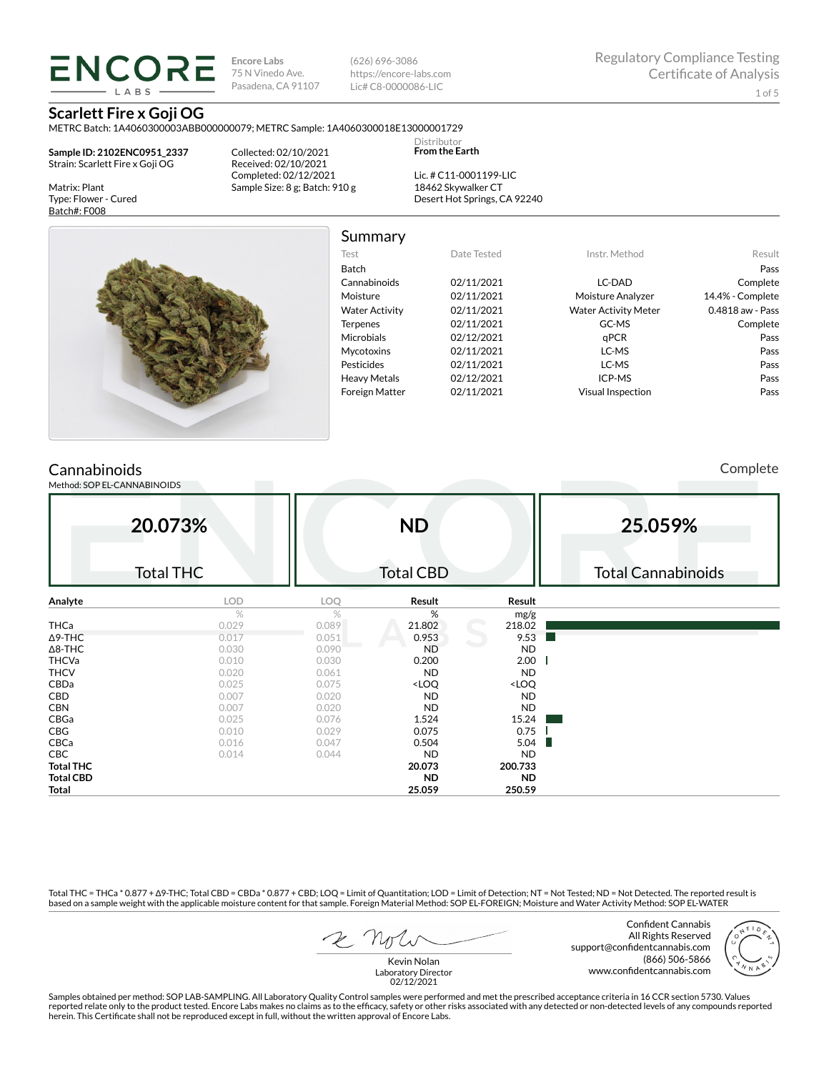**ENCORE LABS**

Encore Labs
75 N Vinedo Ave.
Pasadena, CA 91107

(626) 696-3086
https://encore-labs.com
Lic# C8-0000086-LIC

Regulatory Compliance Testing
Certificate of Analysis

# Scarlett Fire x Goji OG

METRC Batch: 1A4060300003ABB000000079; METRC Sample: 1A4060300018E13000001729

**Sample ID: 2102ENC0951_2337**
Strain: Scarlett Fire x Goji OG

Matrix: Plant
Type: Flower - Cured
Batch#: F008

Collected: 02/10/2021
Received: 02/10/2021
Completed: 02/12/2021
Sample Size: 8 g; Batch: 910 g

Distributor
**From the Earth**

Lic. # C11-0001199-LIC
18462 Skywalker CT
Desert Hot Springs, CA 92240

## Summary

| Test | Date Tested | Instr. Method | Result |
|---|---|---|---|
| Batch | | | Pass |
| Cannabinoids | 02/11/2021 | LC-DAD | Complete |
| Moisture | 02/11/2021 | Moisture Analyzer | 14.4% - Complete |
| Water Activity | 02/11/2021 | Water Activity Meter | 0.4818 aw - Pass |
| Terpenes | 02/11/2021 | GC-MS | Complete |
| Microbials | 02/12/2021 | qPCR | Pass |
| Mycotoxins | 02/11/2021 | LC-MS | Pass |
| Pesticides | 02/11/2021 | LC-MS | Pass |
| Heavy Metals | 02/12/2021 | ICP-MS | Pass |
| Foreign Matter | 02/11/2021 | Visual Inspection | Pass |

## Cannabinoids

Complete

Method: SOP EL-CANNABINOIDS

| 20.073% | ND | 25.059% |
|---|---|---|
| Total THC | Total CBD | Total Cannabinoids |

| Analyte | LOD | LOQ | Result | Result |
|---|---|---|---|---|
| | % | % | % | mg/g |
| THCa | 0.029 | 0.089 | 21.802 | 218.02 |
| Δ9-THC | 0.017 | 0.051 | 0.953 | 9.53 |
| Δ8-THC | 0.030 | 0.090 | ND | ND |
| THCVa | 0.010 | 0.030 | 0.200 | 2.00 |
| THCV | 0.020 | 0.061 | ND | ND |
| CBDa | 0.025 | 0.075 | <LOQ | <LOQ |
| CBD | 0.007 | 0.020 | ND | ND |
| CBN | 0.007 | 0.020 | ND | ND |
| CBGa | 0.025 | 0.076 | 1.524 | 15.24 |
| CBG | 0.010 | 0.029 | 0.075 | 0.75 |
| CBCa | 0.016 | 0.047 | 0.504 | 5.04 |
| CBC | 0.014 | 0.044 | ND | ND |
| **Total THC** | | | **20.073** | **200.733** |
| **Total CBD** | | | **ND** | **ND** |
| **Total** | | | **25.059** | **250.59** |

Total THC = THCa * 0.877 + Δ9-THC; Total CBD = CBDa * 0.877 + CBD; LOQ = Limit of Quantitation; LOD = Limit of Detection; NT = Not Tested; ND = Not Detected. The reported result is based on a sample weight with the applicable moisture content for that sample. Foreign Material Method: SOP EL-FOREIGN; Moisture and Water Activity Method: SOP EL-WATER

Kevin Nolan
Laboratory Director
02/12/2021

Confident Cannabis
All Rights Reserved
support@confidentcannabis.com
(866) 506-5866
www.confidentcannabis.com

Samples obtained per method: SOP LAB-SAMPLING. All Laboratory Quality Control samples were performed and met the prescribed acceptance criteria in 16 CCR section 5730. Values reported relate only to the product tested. Encore Labs makes no claims as to the efficacy, safety or other risks associated with any detected or non-detected levels of any compounds reported herein. This Certificate shall not be reproduced except in full, without the written approval of Encore Labs.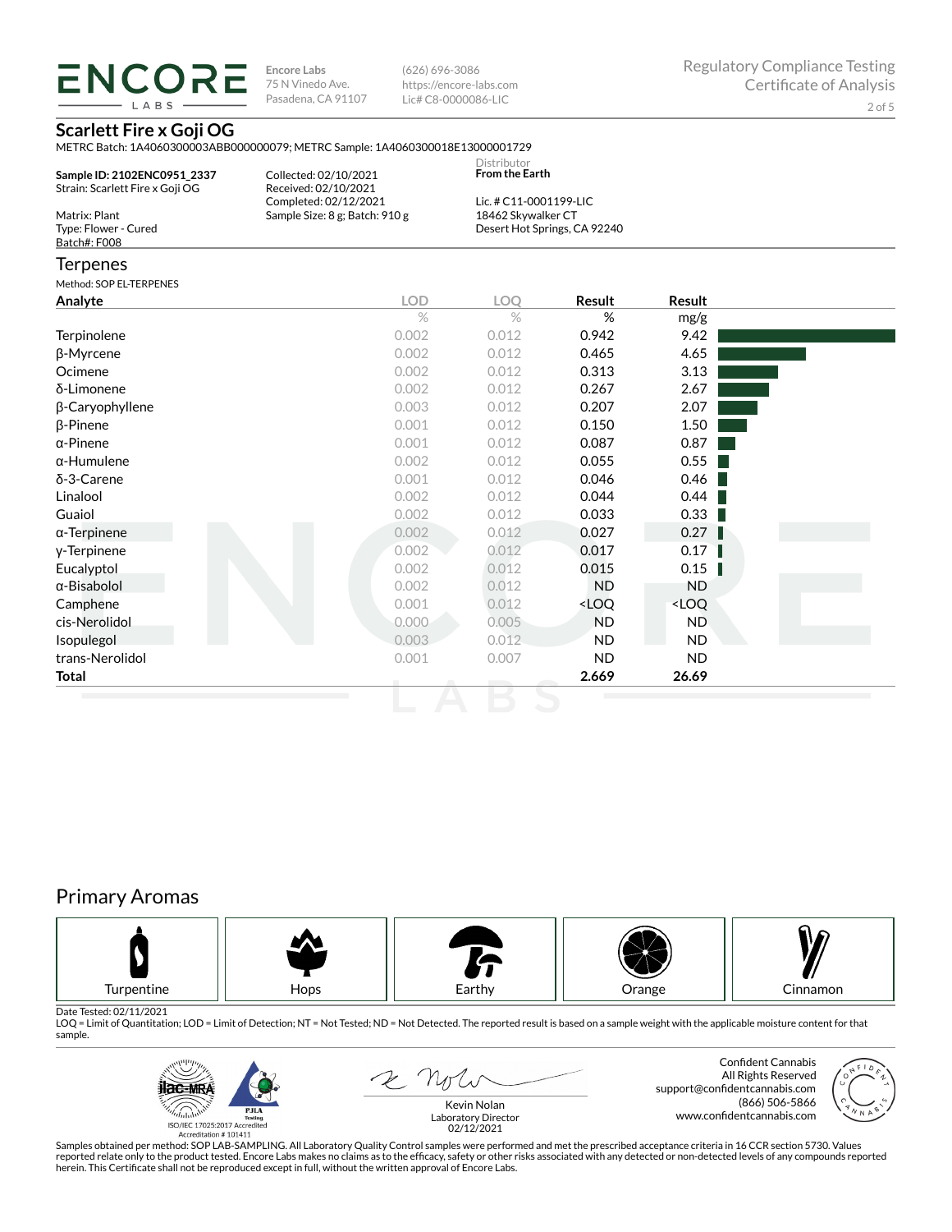ENCORE LABS

Encore Labs
75 N Vinedo Ave.
Pasadena, CA 91107

(626) 696-3086
https://encore-labs.com
Lic# C8-0000086-LIC

Regulatory Compliance Testing
Certificate of Analysis

## Scarlett Fire x Goji OG

METRC Batch: 1A4060300003ABB000000079; METRC Sample: 1A4060300018E13000001729

**Sample ID: 2102ENC0951_2337**
Strain: Scarlett Fire x Goji OG

Matrix: Plant
Type: Flower - Cured
Batch#: F008

Collected: 02/10/2021
Received: 02/10/2021
Completed: 02/12/2021
Sample Size: 8 g; Batch: 910 g

Distributor
**From the Earth**

Lic. # C11-0001199-LIC
18462 Skywalker CT
Desert Hot Springs, CA 92240

## Terpenes

Method: SOP EL-TERPENES

| Analyte | LOD | LOQ | Result | Result |
|---|---|---|---|---|
| | % | % | % | mg/g |
| Terpinolene | 0.002 | 0.012 | 0.942 | 9.42 |
| β-Myrcene | 0.002 | 0.012 | 0.465 | 4.65 |
| Ocimene | 0.002 | 0.012 | 0.313 | 3.13 |
| δ-Limonene | 0.002 | 0.012 | 0.267 | 2.67 |
| β-Caryophyllene | 0.003 | 0.012 | 0.207 | 2.07 |
| β-Pinene | 0.001 | 0.012 | 0.150 | 1.50 |
| α-Pinene | 0.001 | 0.012 | 0.087 | 0.87 |
| α-Humulene | 0.002 | 0.012 | 0.055 | 0.55 |
| δ-3-Carene | 0.001 | 0.012 | 0.046 | 0.46 |
| Linalool | 0.002 | 0.012 | 0.044 | 0.44 |
| Guaiol | 0.002 | 0.012 | 0.033 | 0.33 |
| α-Terpinene | 0.002 | 0.012 | 0.027 | 0.27 |
| γ-Terpinene | 0.002 | 0.012 | 0.017 | 0.17 |
| Eucalyptol | 0.002 | 0.012 | 0.015 | 0.15 |
| α-Bisabolol | 0.002 | 0.012 | ND | ND |
| Camphene | 0.001 | 0.012 | <LOQ | <LOQ |
| cis-Nerolidol | 0.000 | 0.005 | ND | ND |
| Isopulegol | 0.003 | 0.012 | ND | ND |
| trans-Nerolidol | 0.001 | 0.007 | ND | ND |
| **Total** | | | **2.669** | **26.69** |

## Primary Aromas

Turpentine | Hops | Earthy | Orange | Cinnamon

Date Tested: 02/11/2021

LOQ = Limit of Quantitation; LOD = Limit of Detection; NT = Not Tested; ND = Not Detected. The reported result is based on a sample weight with the applicable moisture content for that sample.

ISO/IEC 17025:2017 Accredited
Accreditation # 101411

Kevin Nolan
Laboratory Director
02/12/2021

Confident Cannabis
All Rights Reserved
support@confidentcannabis.com
(866) 506-5866
www.confidentcannabis.com

Samples obtained per method: SOP LAB-SAMPLING. All Laboratory Quality Control samples were performed and met the prescribed acceptance criteria in 16 CCR section 5730. Values reported relate only to the product tested. Encore Labs makes no claims as to the efficacy, safety or other risks associated with any detected or non-detected levels of any compounds reported herein. This Certificate shall not be reproduced except in full, without the written approval of Encore Labs.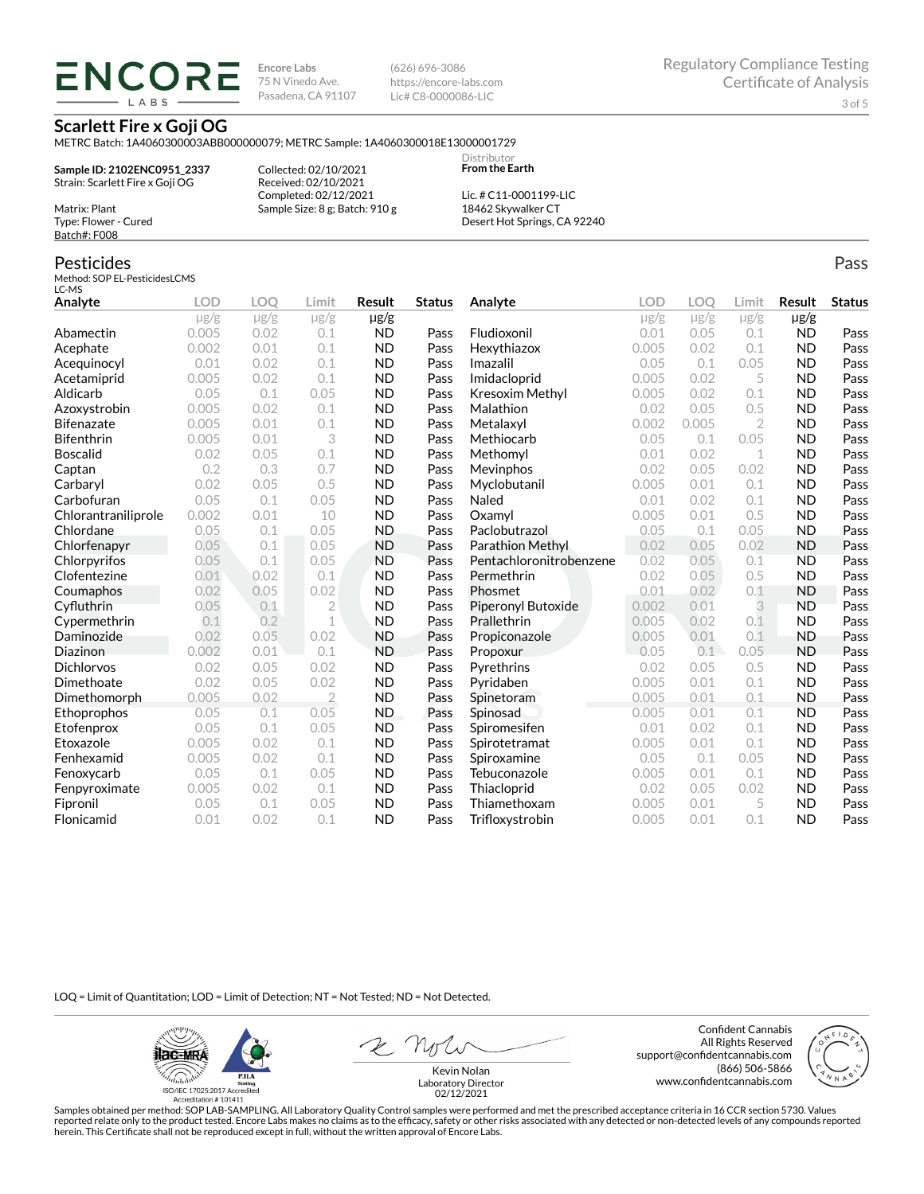**Encore Labs**
75 N Vinedo Ave.
Pasadena, CA 91107

(626) 696-3086
https://encore-labs.com
Lic# C8-0000086-LIC

Regulatory Compliance Testing
Certificate of Analysis

## Scarlett Fire x Goji OG

METRC Batch: 1A4060300003ABB000000079; METRC Sample: 1A4060300018E13000001729

**Sample ID: 2102ENC0951_2337**
Strain: Scarlett Fire x Goji OG

Matrix: Plant
Type: Flower - Cured
Batch#: F008

Collected: 02/10/2021
Received: 02/10/2021
Completed: 02/12/2021
Sample Size: 8 g; Batch: 910 g

Distributor
**From the Earth**

Lic. # C11-0001199-LIC
18462 Skywalker CT
Desert Hot Springs, CA 92240

## Pesticides

Pass

Method: SOP EL-PesticidesLCMS
LC-MS

| Analyte | LOD μg/g | LOQ μg/g | Limit μg/g | Result μg/g | Status |
|---|---|---|---|---|---|
| Abamectin | 0.005 | 0.02 | 0.1 | ND | Pass |
| Acephate | 0.002 | 0.01 | 0.1 | ND | Pass |
| Acequinocyl | 0.01 | 0.02 | 0.1 | ND | Pass |
| Acetamiprid | 0.005 | 0.02 | 0.1 | ND | Pass |
| Aldicarb | 0.05 | 0.1 | 0.05 | ND | Pass |
| Azoxystrobin | 0.005 | 0.02 | 0.1 | ND | Pass |
| Bifenazate | 0.005 | 0.01 | 0.1 | ND | Pass |
| Bifenthrin | 0.005 | 0.01 | 3 | ND | Pass |
| Boscalid | 0.02 | 0.05 | 0.1 | ND | Pass |
| Captan | 0.2 | 0.3 | 0.7 | ND | Pass |
| Carbaryl | 0.02 | 0.05 | 0.5 | ND | Pass |
| Carbofuran | 0.05 | 0.1 | 0.05 | ND | Pass |
| Chlorantraniliprole | 0.002 | 0.01 | 10 | ND | Pass |
| Chlordane | 0.05 | 0.1 | 0.05 | ND | Pass |
| Chlorfenapyr | 0.05 | 0.1 | 0.05 | ND | Pass |
| Chlorpyrifos | 0.05 | 0.1 | 0.05 | ND | Pass |
| Clofentezine | 0.01 | 0.02 | 0.1 | ND | Pass |
| Coumaphos | 0.02 | 0.05 | 0.02 | ND | Pass |
| Cyfluthrin | 0.05 | 0.1 | 2 | ND | Pass |
| Cypermethrin | 0.1 | 0.2 | 1 | ND | Pass |
| Daminozide | 0.02 | 0.05 | 0.02 | ND | Pass |
| Diazinon | 0.002 | 0.01 | 0.1 | ND | Pass |
| Dichlorvos | 0.02 | 0.05 | 0.02 | ND | Pass |
| Dimethoate | 0.02 | 0.05 | 0.02 | ND | Pass |
| Dimethomorph | 0.005 | 0.02 | 2 | ND | Pass |
| Ethoprophos | 0.05 | 0.1 | 0.05 | ND | Pass |
| Etofenprox | 0.05 | 0.1 | 0.05 | ND | Pass |
| Etoxazole | 0.005 | 0.02 | 0.1 | ND | Pass |
| Fenhexamid | 0.005 | 0.02 | 0.1 | ND | Pass |
| Fenoxycarb | 0.05 | 0.1 | 0.05 | ND | Pass |
| Fenpyroximate | 0.005 | 0.02 | 0.1 | ND | Pass |
| Fipronil | 0.05 | 0.1 | 0.05 | ND | Pass |
| Flonicamid | 0.01 | 0.02 | 0.1 | ND | Pass |
| Fludioxonil | 0.01 | 0.05 | 0.1 | ND | Pass |
| Hexythiazox | 0.005 | 0.02 | 0.1 | ND | Pass |
| Imazalil | 0.05 | 0.1 | 0.05 | ND | Pass |
| Imidacloprid | 0.005 | 0.02 | 5 | ND | Pass |
| Kresoxim Methyl | 0.005 | 0.02 | 0.1 | ND | Pass |
| Malathion | 0.02 | 0.05 | 0.5 | ND | Pass |
| Metalaxyl | 0.002 | 0.005 | 2 | ND | Pass |
| Methiocarb | 0.05 | 0.1 | 0.05 | ND | Pass |
| Methomyl | 0.01 | 0.02 | 1 | ND | Pass |
| Mevinphos | 0.02 | 0.05 | 0.02 | ND | Pass |
| Myclobutanil | 0.005 | 0.01 | 0.1 | ND | Pass |
| Naled | 0.01 | 0.02 | 0.1 | ND | Pass |
| Oxamyl | 0.005 | 0.01 | 0.5 | ND | Pass |
| Paclobutrazol | 0.05 | 0.1 | 0.05 | ND | Pass |
| Parathion Methyl | 0.02 | 0.05 | 0.02 | ND | Pass |
| Pentachloronitrobenzene | 0.02 | 0.05 | 0.1 | ND | Pass |
| Permethrin | 0.02 | 0.05 | 0.5 | ND | Pass |
| Phosmet | 0.01 | 0.02 | 0.1 | ND | Pass |
| Piperonyl Butoxide | 0.002 | 0.01 | 3 | ND | Pass |
| Prallethrin | 0.005 | 0.02 | 0.1 | ND | Pass |
| Propiconazole | 0.005 | 0.01 | 0.1 | ND | Pass |
| Propoxur | 0.05 | 0.1 | 0.05 | ND | Pass |
| Pyrethrins | 0.02 | 0.05 | 0.5 | ND | Pass |
| Pyridaben | 0.005 | 0.01 | 0.1 | ND | Pass |
| Spinetoram | 0.005 | 0.01 | 0.1 | ND | Pass |
| Spinosad | 0.005 | 0.01 | 0.1 | ND | Pass |
| Spiromesifen | 0.01 | 0.02 | 0.1 | ND | Pass |
| Spirotetramat | 0.005 | 0.01 | 0.1 | ND | Pass |
| Spiroxamine | 0.05 | 0.1 | 0.05 | ND | Pass |
| Tebuconazole | 0.005 | 0.01 | 0.1 | ND | Pass |
| Thiacloprid | 0.02 | 0.05 | 0.02 | ND | Pass |
| Thiamethoxam | 0.005 | 0.01 | 5 | ND | Pass |
| Trifloxystrobin | 0.005 | 0.01 | 0.1 | ND | Pass |

LOQ = Limit of Quantitation; LOD = Limit of Detection; NT = Not Tested; ND = Not Detected.

ISO/IEC 17025:2017 Accredited
Accreditation # 101411

Kevin Nolan
Laboratory Director
02/12/2021

Confident Cannabis
All Rights Reserved
support@confidentcannabis.com
(866) 506-5866
www.confidentcannabis.com

Samples obtained per method: SOP LAB-SAMPLING. All Laboratory Quality Control samples were performed and met the prescribed acceptance criteria in 16 CCR section 5730. Values reported relate only to the product tested. Encore Labs makes no claims as to the efficacy, safety or other risks associated with any detected or non-detected levels of any compounds reported herein. This Certificate shall not be reproduced except in full, without the written approval of Encore Labs.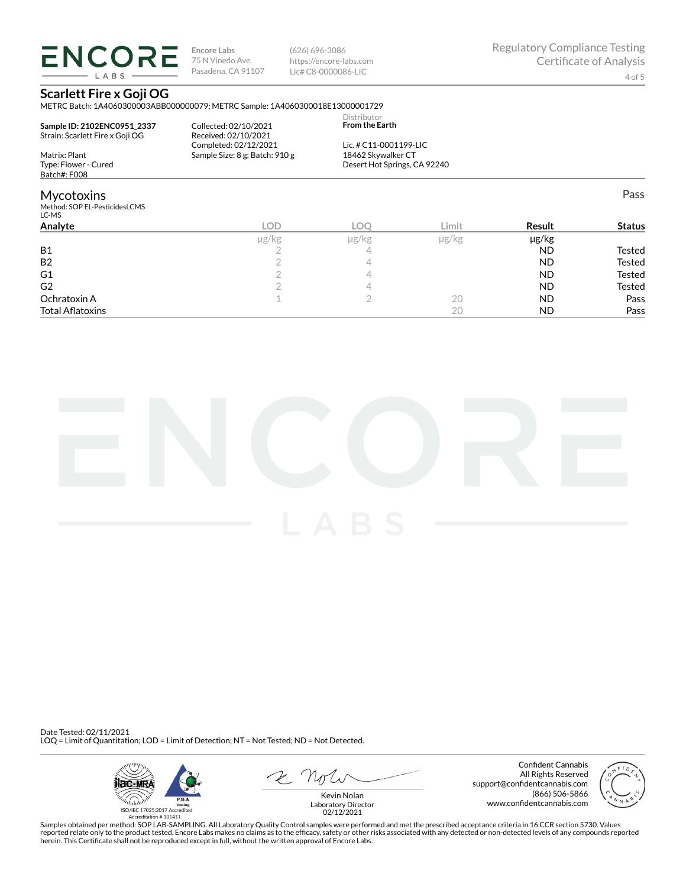**Encore Labs**
75 N Vinedo Ave.
Pasadena, CA 91107

(626) 696-3086
https://encore-labs.com
Lic# C8-0000086-LIC

Regulatory Compliance Testing
Certificate of Analysis

## Scarlett Fire x Goji OG

METRC Batch: 1A4060300003ABB000000079; METRC Sample: 1A4060300018E13000001729

**Sample ID: 2102ENC0951_2337**
Strain: Scarlett Fire x Goji OG

Matrix: Plant
Type: Flower - Cured
Batch#: F008

Collected: 02/10/2021
Received: 02/10/2021
Completed: 02/12/2021
Sample Size: 8 g; Batch: 910 g

Distributor
**From the Earth**

Lic. # C11-0001199-LIC
18462 Skywalker CT
Desert Hot Springs, CA 92240

## Mycotoxins

Pass

Method: SOP EL-PesticidesLCMS
LC-MS

| Analyte | LOD | LOQ | Limit | Result | Status |
|---|---|---|---|---|---|
| | μg/kg | μg/kg | μg/kg | μg/kg | |
| B1 | 2 | 4 | | ND | Tested |
| B2 | 2 | 4 | | ND | Tested |
| G1 | 2 | 4 | | ND | Tested |
| G2 | 2 | 4 | | ND | Tested |
| Ochratoxin A | 1 | 2 | 20 | ND | Pass |
| Total Aflatoxins | | | 20 | ND | Pass |

Date Tested: 02/11/2021
LOQ = Limit of Quantitation; LOD = Limit of Detection; NT = Not Tested; ND = Not Detected.

ISO/IEC 17025:2017 Accredited
Accreditation # 101411

Kevin Nolan
Laboratory Director
02/12/2021

Confident Cannabis
All Rights Reserved
support@confidentcannabis.com
(866) 506-5866
www.confidentcannabis.com

Samples obtained per method: SOP LAB-SAMPLING. All Laboratory Quality Control samples were performed and met the prescribed acceptance criteria in 16 CCR section 5730. Values reported relate only to the product tested. Encore Labs makes no claims as to the efficacy, safety or other risks associated with any detected or non-detected levels of any compounds reported herein. This Certificate shall not be reproduced except in full, without the written approval of Encore Labs.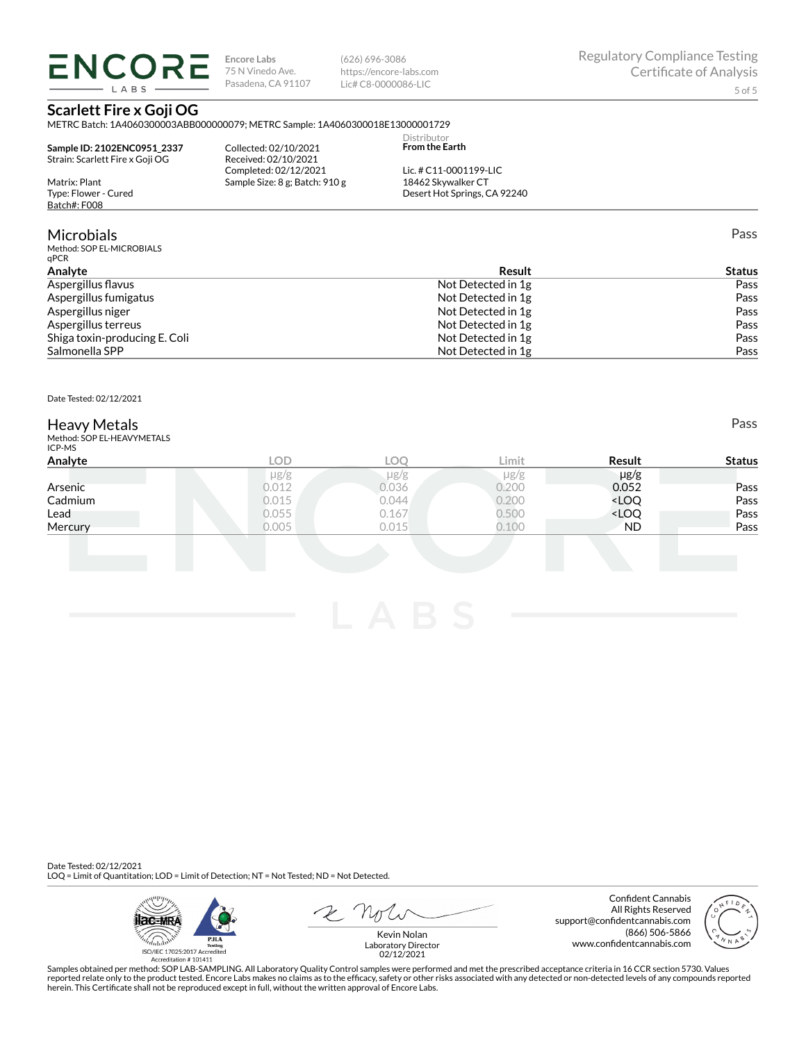**Encore Labs**
75 N Vinedo Ave.
Pasadena, CA 91107

(626) 696-3086
https://encore-labs.com
Lic# C8-0000086-LIC

Regulatory Compliance Testing
Certificate of Analysis

# Scarlett Fire x Goji OG

METRC Batch: 1A4060300003ABB000000079; METRC Sample: 1A4060300018E13000001729

**Sample ID: 2102ENC0951_2337**
Strain: Scarlett Fire x Goji OG

Matrix: Plant
Type: Flower - Cured
Batch#: F008

Collected: 02/10/2021
Received: 02/10/2021
Completed: 02/12/2021
Sample Size: 8 g; Batch: 910 g

Distributor
**From the Earth**

Lic. # C11-0001199-LIC
18462 Skywalker CT
Desert Hot Springs, CA 92240

## Microbials

Pass

Method: SOP EL-MICROBIALS
qPCR

| Analyte | Result | Status |
|---|---|---|
| Aspergillus flavus | Not Detected in 1g | Pass |
| Aspergillus fumigatus | Not Detected in 1g | Pass |
| Aspergillus niger | Not Detected in 1g | Pass |
| Aspergillus terreus | Not Detected in 1g | Pass |
| Shiga toxin-producing E. Coli | Not Detected in 1g | Pass |
| Salmonella SPP | Not Detected in 1g | Pass |

Date Tested: 02/12/2021

## Heavy Metals

Pass

Method: SOP EL-HEAVYMETALS
ICP-MS

| Analyte | LOD | LOQ | Limit | Result | Status |
|---|---|---|---|---|---|
| | μg/g | μg/g | μg/g | μg/g | |
| Arsenic | 0.012 | 0.036 | 0.200 | 0.052 | Pass |
| Cadmium | 0.015 | 0.044 | 0.200 | <LOQ | Pass |
| Lead | 0.055 | 0.167 | 0.500 | <LOQ | Pass |
| Mercury | 0.005 | 0.015 | 0.100 | ND | Pass |

Date Tested: 02/12/2021
LOQ = Limit of Quantitation; LOD = Limit of Detection; NT = Not Tested; ND = Not Detected.

ISO/IEC 17025:2017 Accredited
Accreditation # 101411

Kevin Nolan
Laboratory Director
02/12/2021

Confident Cannabis
All Rights Reserved
support@confidentcannabis.com
(866) 506-5866
www.confidentcannabis.com

Samples obtained per method: SOP LAB-SAMPLING. All Laboratory Quality Control samples were performed and met the prescribed acceptance criteria in 16 CCR section 5730. Values reported relate only to the product tested. Encore Labs makes no claims as to the efficacy, safety or other risks associated with any detected or non-detected levels of any compounds reported herein. This Certificate shall not be reproduced except in full, without the written approval of Encore Labs.